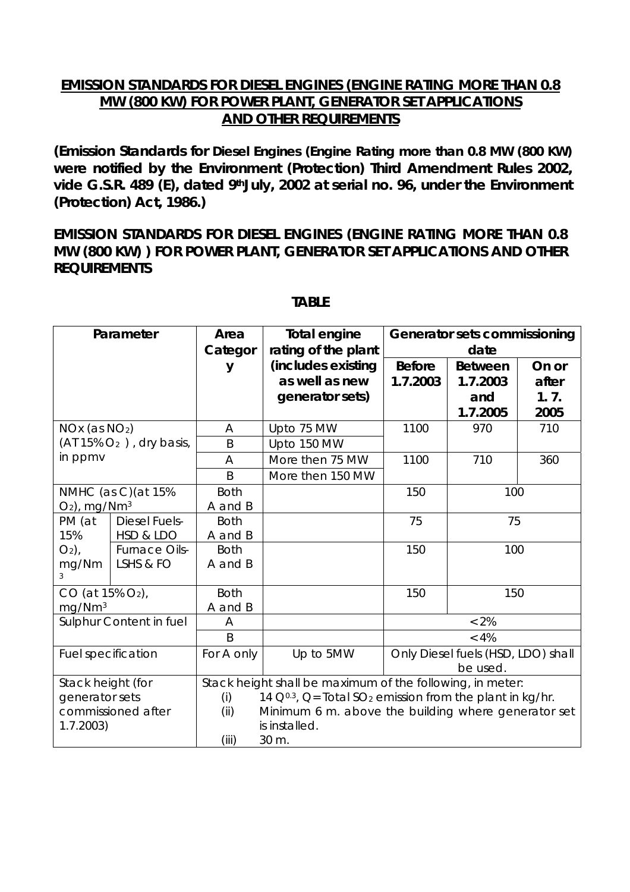## EMISSION STANDARDS FOR DIESEL ENGINES (ENGINE RATING MORE THAN 0.8 MW (800 KW) FOR POWER PLANT, GENERATOR SET APPLICATIONS AND OTHER REQUIREMENTS

**(Emission Standards for Diesel Engines (Engine Rating more than 0.8 MW (800 KW) were notified by the Environment (Protection) Third Amendment Rules 2002, vide G.S.R. 489 (E), dated 9th July, 2002 at serial no. 96, under the Environment (Protection) Act, 1986.)**

**EMISSION STANDARDS FOR DIESEL ENGINES (ENGINE RATING MORE THAN 0.8 MW (800 KW) ) FOR POWER PLANT, GENERATOR SET APPLICATIONS AND OTHER REQUIREMENTS**

**TABLE**

| Parameter | | Area Category | Total engine rating of the plant (includes existing as well as new generator sets) | Generator sets commissioning date | | |
|---|---|---|---|---|---|---|
| | | | | Before 1.7.2003 | Between 1.7.2003 and 1.7.2005 | On or after 1. 7. 2005 |
| NOx (as $NO_2$) (AT 15% $O_2$ ), dry basis, in ppmv | | A | Upto 75 MW | 1100 | 970 | 710 |
| | | B | Upto 150 MW | | | |
| | | A | More then 75 MW | 1100 | 710 | 360 |
| | | B | More then 150 MW | | | |
| NMHC (as C)(at 15% $O_2$), mg/$Nm^3$ | | Both A and B | | 150 | 100 | |
| PM (at 15% $O_2$), mg/$Nm^3$ | Diesel Fuels- HSD & LDO | Both A and B | | 75 | 75 | |
| | Furnace Oils- LSHS & FO | Both A and B | | 150 | 100 | |
| CO (at 15% $O_2$), mg/$Nm^3$ | | Both A and B | | 150 | 150 | |
| Sulphur Content in fuel | | A | | < 2% | | |
| | | B | | < 4% | | |
| Fuel specification | | For A only | Up to 5MW | Only Diesel fuels (HSD, LDO) shall be used. | | |
| Stack height (for generator sets commissioned after 1.7.2003) | | Stack height shall be maximum of the following, in meter: (i) 14 $Q^{0.3}$, Q = Total $SO_2$ emission from the plant in kg/hr. (ii) Minimum 6 m. above the building where generator set is installed. (iii) 30 m. | | | | |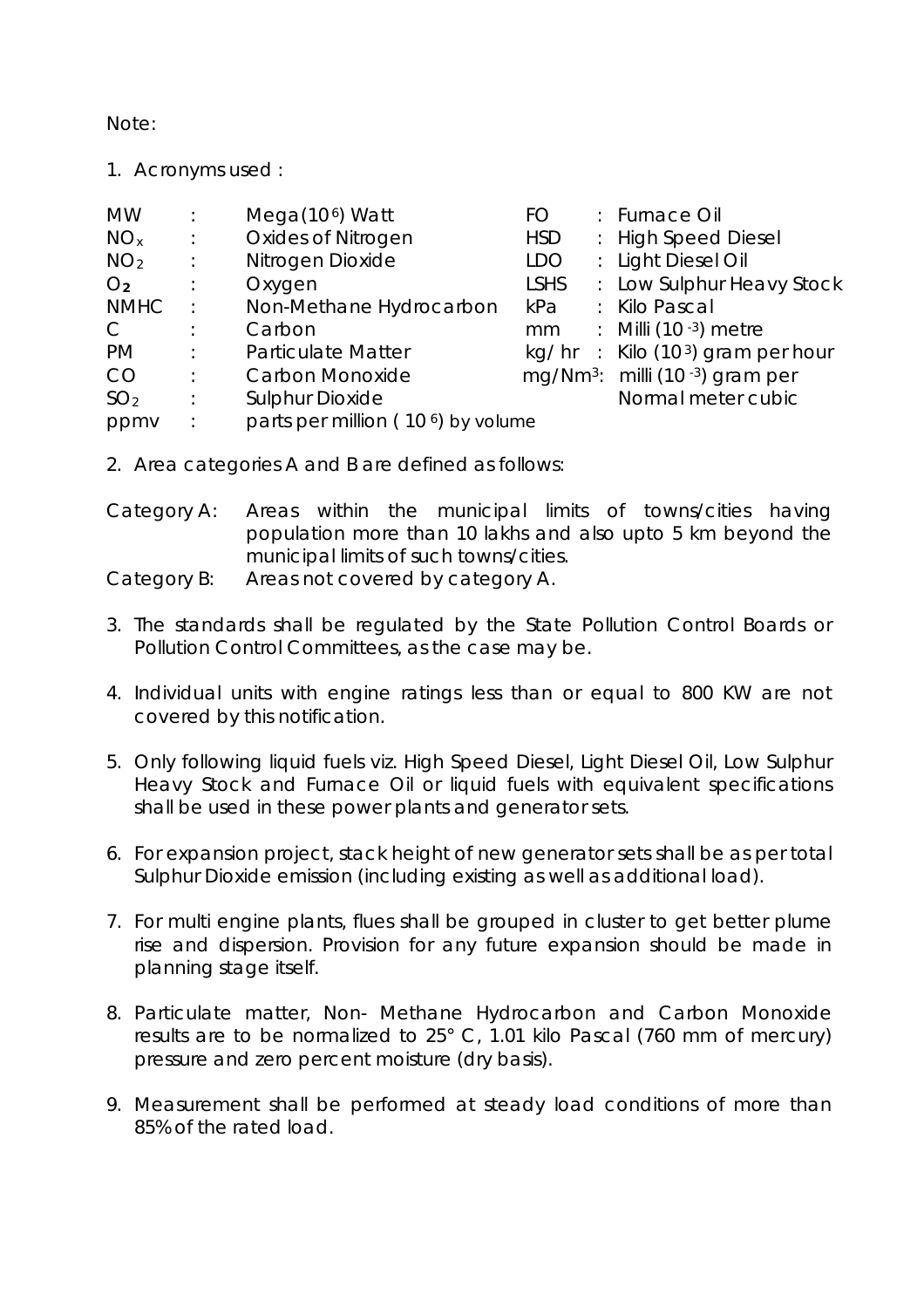Note:

1. Acronyms used :

| | | | | | |
|---|---|---|---|---|---|
| MW | : | Mega($10^6$) Watt | FO | : | Furnace Oil |
| $NO_x$ | : | Oxides of Nitrogen | HSD | : | High Speed Diesel |
| $NO_2$ | : | Nitrogen Dioxide | LDO | : | Light Diesel Oil |
| $O_2$ | : | Oxygen | LSHS | : | Low Sulphur Heavy Stock |
| NMHC | : | Non-Methane Hydrocarbon | kPa | : | Kilo Pascal |
| C | : | Carbon | mm | : | Milli ($10^{-3}$) metre |
| PM | : | Particulate Matter | kg/ hr | : | Kilo ($10^3$) gram per hour |
| CO | : | Carbon Monoxide | $mg/Nm^3$ | : | milli ($10^{-3}$) gram per Normal meter cubic |
| $SO_2$ | : | Sulphur Dioxide | | | |
| ppmv | : | parts per million ( $10^6$) by volume | | | |

2. Area categories A and B are defined as follows:

Category A: Areas within the municipal limits of towns/cities having population more than 10 lakhs and also upto 5 km beyond the municipal limits of such towns/cities.

Category B: Areas not covered by category A.

3. The standards shall be regulated by the State Pollution Control Boards or Pollution Control Committees, as the case may be.

4. Individual units with engine ratings less than or equal to 800 KW are not covered by this notification.

5. Only following liquid fuels viz. High Speed Diesel, Light Diesel Oil, Low Sulphur Heavy Stock and Furnace Oil or liquid fuels with equivalent specifications shall be used in these power plants and generator sets.

6. For expansion project, stack height of new generator sets shall be as per total Sulphur Dioxide emission (including existing as well as additional load).

7. For multi engine plants, flues shall be grouped in cluster to get better plume rise and dispersion. Provision for any future expansion should be made in planning stage itself.

8. Particulate matter, Non- Methane Hydrocarbon and Carbon Monoxide results are to be normalized to 25° C, 1.01 kilo Pascal (760 mm of mercury) pressure and zero percent moisture (dry basis).

9. Measurement shall be performed at steady load conditions of more than 85% of the rated load.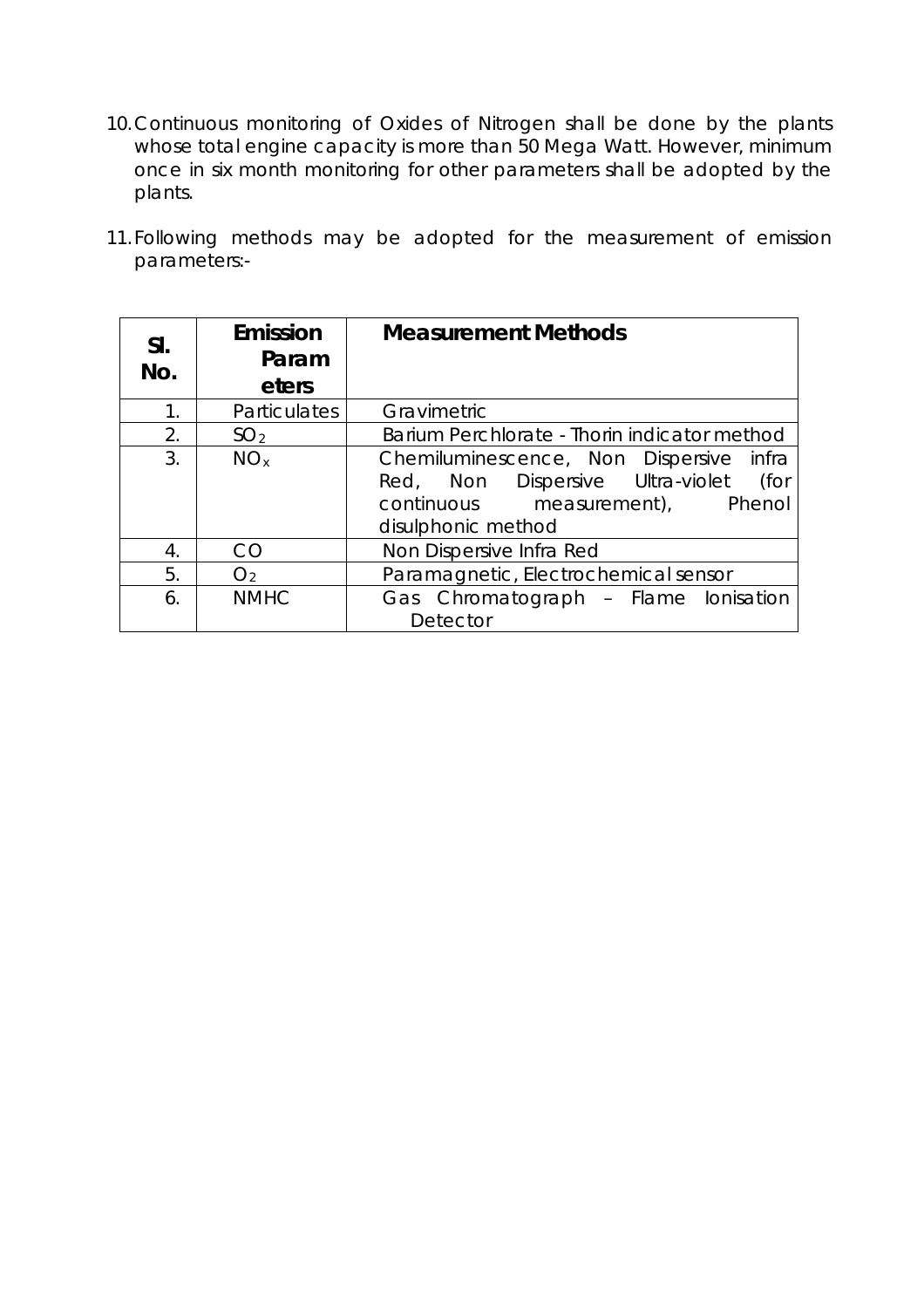10. Continuous monitoring of Oxides of Nitrogen shall be done by the plants whose total engine capacity is more than 50 Mega Watt. However, minimum once in six month monitoring for other parameters shall be adopted by the plants.

11. Following methods may be adopted for the measurement of emission parameters:-

| Sl. No. | Emission Parameters | Measurement Methods |
|---|---|---|
| 1. | Particulates | Gravimetric |
| 2. | $SO_2$ | Barium Perchlorate - Thorin indicator method |
| 3. | $NO_x$ | Chemiluminescence, Non Dispersive infra Red, Non Dispersive Ultra-violet (for continuous measurement), Phenol disulphonic method |
| 4. | CO | Non Dispersive Infra Red |
| 5. | $O_2$ | Paramagnetic, Electrochemical sensor |
| 6. | NMHC | Gas Chromatograph – Flame Ionisation Detector |